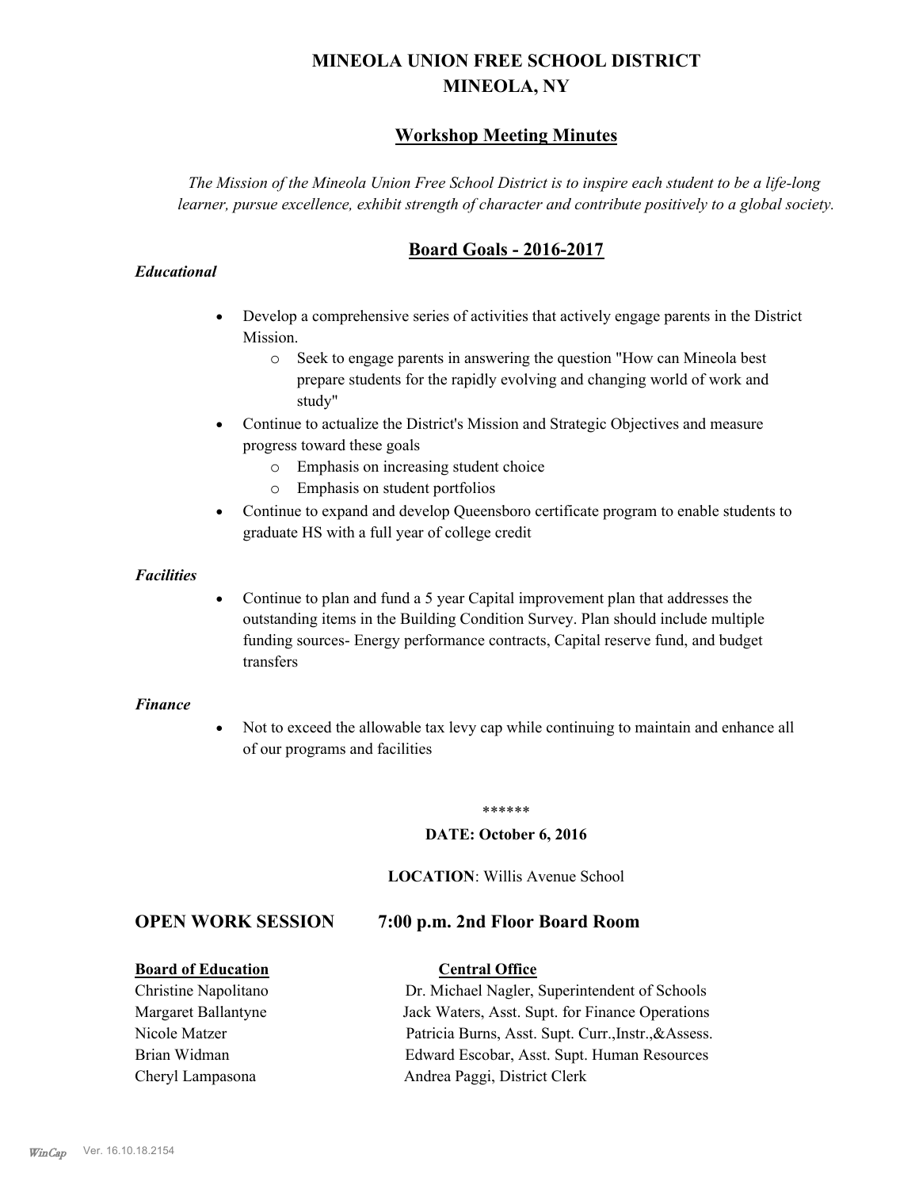# MINEOLA UNION FREE SCHOOL DISTRICT
# MINEOLA, NY

## Workshop Meeting Minutes

*The Mission of the Mineola Union Free School District is to inspire each student to be a life-long learner, pursue excellence, exhibit strength of character and contribute positively to a global society.*

## Board Goals - 2016-2017

***Educational***

- Develop a comprehensive series of activities that actively engage parents in the District Mission.
  - Seek to engage parents in answering the question "How can Mineola best prepare students for the rapidly evolving and changing world of work and study"
- Continue to actualize the District's Mission and Strategic Objectives and measure progress toward these goals
  - Emphasis on increasing student choice
  - Emphasis on student portfolios
- Continue to expand and develop Queensboro certificate program to enable students to graduate HS with a full year of college credit

***Facilities***

- Continue to plan and fund a 5 year Capital improvement plan that addresses the outstanding items in the Building Condition Survey. Plan should include multiple funding sources- Energy performance contracts, Capital reserve fund, and budget transfers

***Finance***

- Not to exceed the allowable tax levy cap while continuing to maintain and enhance all of our programs and facilities

******

**DATE: October 6, 2016**

**LOCATION**: Willis Avenue School

## OPEN WORK SESSION 7:00 p.m. 2nd Floor Board Room

| **Board of Education** | **Central Office** |
|---|---|
| Christine Napolitano | Dr. Michael Nagler, Superintendent of Schools |
| Margaret Ballantyne | Jack Waters, Asst. Supt. for Finance Operations |
| Nicole Matzer | Patricia Burns, Asst. Supt. Curr.,Instr.,&Assess. |
| Brian Widman | Edward Escobar, Asst. Supt. Human Resources |
| Cheryl Lampasona | Andrea Paggi, District Clerk |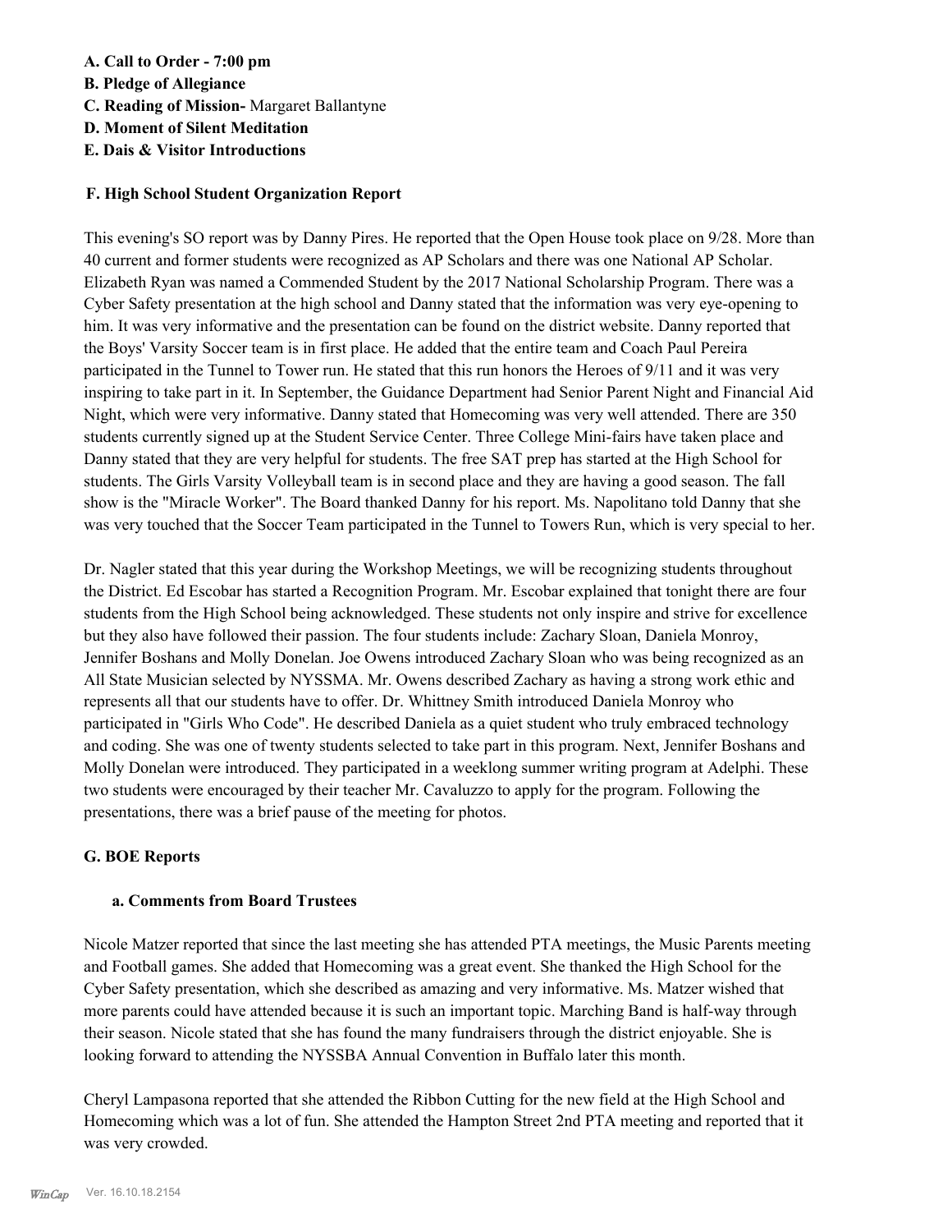**A. Call to Order - 7:00 pm**
**B. Pledge of Allegiance**
**C. Reading of Mission-** Margaret Ballantyne
**D. Moment of Silent Meditation**
**E. Dais & Visitor Introductions**

**F. High School Student Organization Report**

This evening's SO report was by Danny Pires. He reported that the Open House took place on 9/28. More than 40 current and former students were recognized as AP Scholars and there was one National AP Scholar. Elizabeth Ryan was named a Commended Student by the 2017 National Scholarship Program. There was a Cyber Safety presentation at the high school and Danny stated that the information was very eye-opening to him. It was very informative and the presentation can be found on the district website. Danny reported that the Boys' Varsity Soccer team is in first place. He added that the entire team and Coach Paul Pereira participated in the Tunnel to Tower run. He stated that this run honors the Heroes of 9/11 and it was very inspiring to take part in it. In September, the Guidance Department had Senior Parent Night and Financial Aid Night, which were very informative. Danny stated that Homecoming was very well attended. There are 350 students currently signed up at the Student Service Center. Three College Mini-fairs have taken place and Danny stated that they are very helpful for students. The free SAT prep has started at the High School for students. The Girls Varsity Volleyball team is in second place and they are having a good season. The fall show is the "Miracle Worker". The Board thanked Danny for his report. Ms. Napolitano told Danny that she was very touched that the Soccer Team participated in the Tunnel to Towers Run, which is very special to her.

Dr. Nagler stated that this year during the Workshop Meetings, we will be recognizing students throughout the District. Ed Escobar has started a Recognition Program. Mr. Escobar explained that tonight there are four students from the High School being acknowledged. These students not only inspire and strive for excellence but they also have followed their passion. The four students include: Zachary Sloan, Daniela Monroy, Jennifer Boshans and Molly Donelan. Joe Owens introduced Zachary Sloan who was being recognized as an All State Musician selected by NYSSMA. Mr. Owens described Zachary as having a strong work ethic and represents all that our students have to offer. Dr. Whittney Smith introduced Daniela Monroy who participated in "Girls Who Code". He described Daniela as a quiet student who truly embraced technology and coding. She was one of twenty students selected to take part in this program. Next, Jennifer Boshans and Molly Donelan were introduced. They participated in a weeklong summer writing program at Adelphi. These two students were encouraged by their teacher Mr. Cavaluzzo to apply for the program. Following the presentations, there was a brief pause of the meeting for photos.

**G. BOE Reports**

**a. Comments from Board Trustees**

Nicole Matzer reported that since the last meeting she has attended PTA meetings, the Music Parents meeting and Football games. She added that Homecoming was a great event. She thanked the High School for the Cyber Safety presentation, which she described as amazing and very informative. Ms. Matzer wished that more parents could have attended because it is such an important topic. Marching Band is half-way through their season. Nicole stated that she has found the many fundraisers through the district enjoyable. She is looking forward to attending the NYSSBA Annual Convention in Buffalo later this month.

Cheryl Lampasona reported that she attended the Ribbon Cutting for the new field at the High School and Homecoming which was a lot of fun. She attended the Hampton Street 2nd PTA meeting and reported that it was very crowded.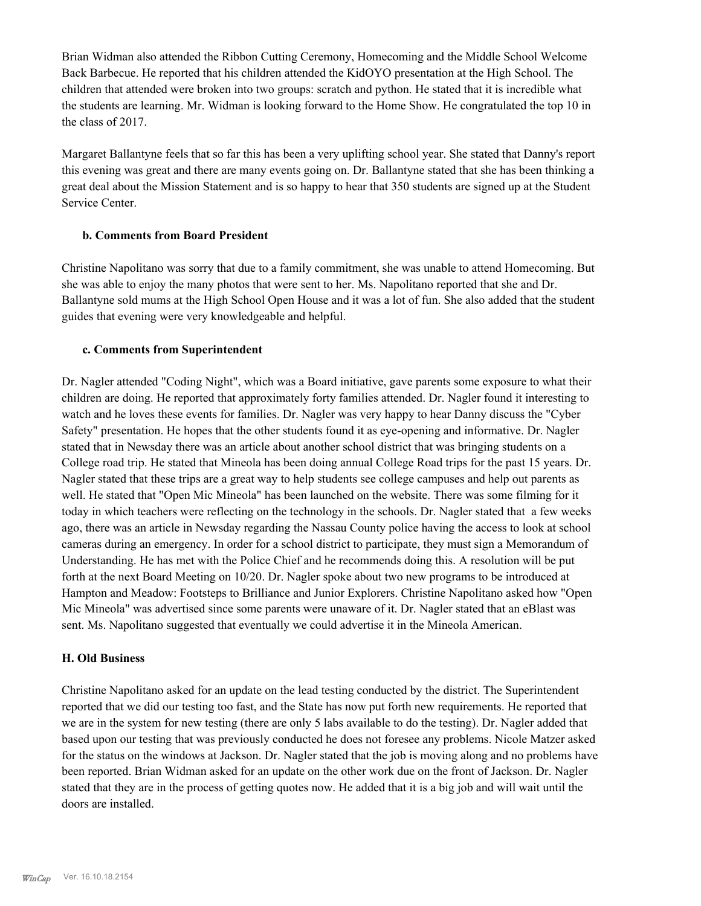Brian Widman also attended the Ribbon Cutting Ceremony, Homecoming and the Middle School Welcome Back Barbecue. He reported that his children attended the KidOYO presentation at the High School. The children that attended were broken into two groups: scratch and python. He stated that it is incredible what the students are learning. Mr. Widman is looking forward to the Home Show. He congratulated the top 10 in the class of 2017.

Margaret Ballantyne feels that so far this has been a very uplifting school year. She stated that Danny's report this evening was great and there are many events going on. Dr. Ballantyne stated that she has been thinking a great deal about the Mission Statement and is so happy to hear that 350 students are signed up at the Student Service Center.

**b. Comments from Board President**

Christine Napolitano was sorry that due to a family commitment, she was unable to attend Homecoming. But she was able to enjoy the many photos that were sent to her. Ms. Napolitano reported that she and Dr. Ballantyne sold mums at the High School Open House and it was a lot of fun. She also added that the student guides that evening were very knowledgeable and helpful.

**c. Comments from Superintendent**

Dr. Nagler attended "Coding Night", which was a Board initiative, gave parents some exposure to what their children are doing. He reported that approximately forty families attended. Dr. Nagler found it interesting to watch and he loves these events for families. Dr. Nagler was very happy to hear Danny discuss the "Cyber Safety" presentation. He hopes that the other students found it as eye-opening and informative. Dr. Nagler stated that in Newsday there was an article about another school district that was bringing students on a College road trip. He stated that Mineola has been doing annual College Road trips for the past 15 years. Dr. Nagler stated that these trips are a great way to help students see college campuses and help out parents as well. He stated that "Open Mic Mineola" has been launched on the website. There was some filming for it today in which teachers were reflecting on the technology in the schools. Dr. Nagler stated that a few weeks ago, there was an article in Newsday regarding the Nassau County police having the access to look at school cameras during an emergency. In order for a school district to participate, they must sign a Memorandum of Understanding. He has met with the Police Chief and he recommends doing this. A resolution will be put forth at the next Board Meeting on 10/20. Dr. Nagler spoke about two new programs to be introduced at Hampton and Meadow: Footsteps to Brilliance and Junior Explorers. Christine Napolitano asked how "Open Mic Mineola" was advertised since some parents were unaware of it. Dr. Nagler stated that an eBlast was sent. Ms. Napolitano suggested that eventually we could advertise it in the Mineola American.

**H. Old Business**

Christine Napolitano asked for an update on the lead testing conducted by the district. The Superintendent reported that we did our testing too fast, and the State has now put forth new requirements. He reported that we are in the system for new testing (there are only 5 labs available to do the testing). Dr. Nagler added that based upon our testing that was previously conducted he does not foresee any problems. Nicole Matzer asked for the status on the windows at Jackson. Dr. Nagler stated that the job is moving along and no problems have been reported. Brian Widman asked for an update on the other work due on the front of Jackson. Dr. Nagler stated that they are in the process of getting quotes now. He added that it is a big job and will wait until the doors are installed.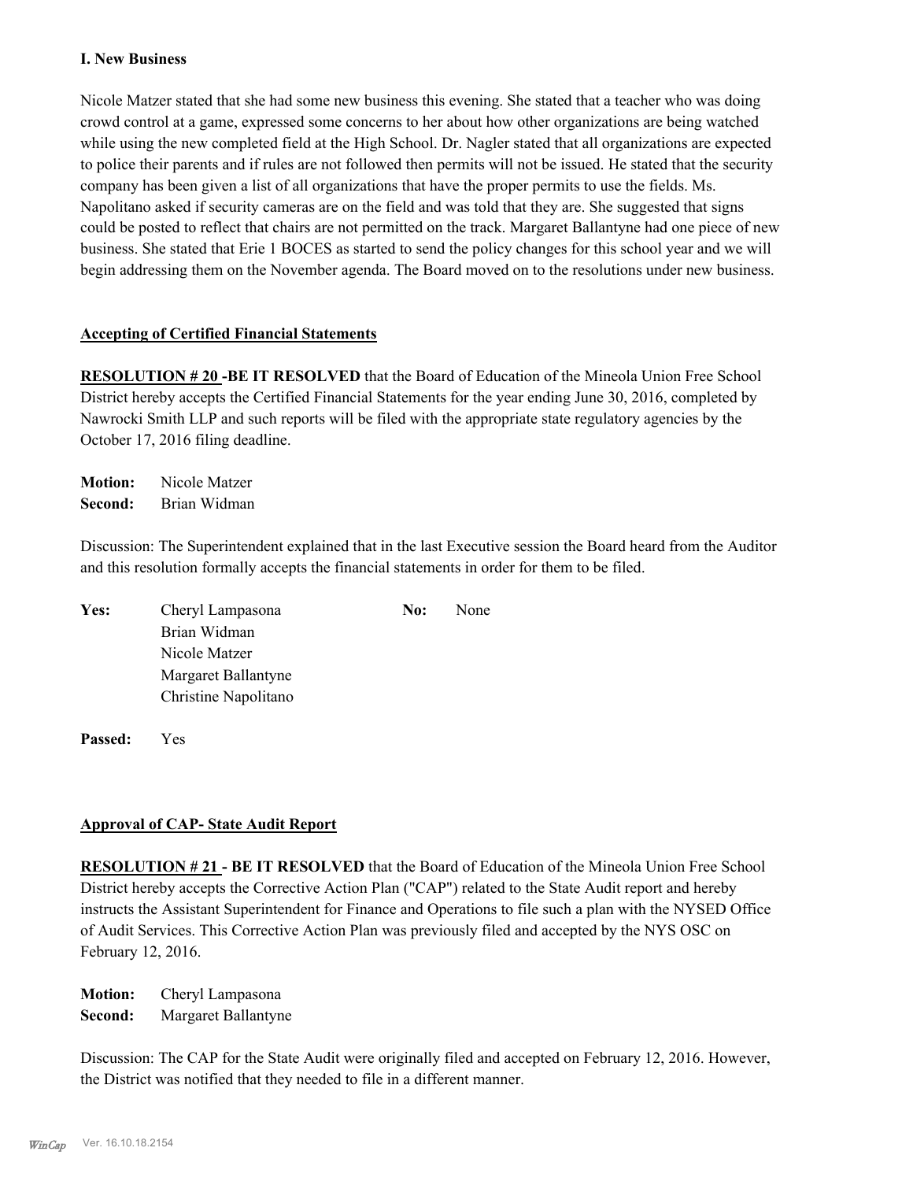**I. New Business**

Nicole Matzer stated that she had some new business this evening. She stated that a teacher who was doing crowd control at a game, expressed some concerns to her about how other organizations are being watched while using the new completed field at the High School. Dr. Nagler stated that all organizations are expected to police their parents and if rules are not followed then permits will not be issued. He stated that the security company has been given a list of all organizations that have the proper permits to use the fields. Ms. Napolitano asked if security cameras are on the field and was told that they are. She suggested that signs could be posted to reflect that chairs are not permitted on the track. Margaret Ballantyne had one piece of new business. She stated that Erie 1 BOCES as started to send the policy changes for this school year and we will begin addressing them on the November agenda. The Board moved on to the resolutions under new business.

**Accepting of Certified Financial Statements**

**RESOLUTION # 20 -BE IT RESOLVED** that the Board of Education of the Mineola Union Free School District hereby accepts the Certified Financial Statements for the year ending June 30, 2016, completed by Nawrocki Smith LLP and such reports will be filed with the appropriate state regulatory agencies by the October 17, 2016 filing deadline.

**Motion:** Nicole Matzer
**Second:** Brian Widman

Discussion: The Superintendent explained that in the last Executive session the Board heard from the Auditor and this resolution formally accepts the financial statements in order for them to be filed.

**Yes:** Cheryl Lampasona, Brian Widman, Nicole Matzer, Margaret Ballantyne, Christine Napolitano
**No:** None

**Passed:** Yes

**Approval of CAP- State Audit Report**

**RESOLUTION # 21 - BE IT RESOLVED** that the Board of Education of the Mineola Union Free School District hereby accepts the Corrective Action Plan ("CAP") related to the State Audit report and hereby instructs the Assistant Superintendent for Finance and Operations to file such a plan with the NYSED Office of Audit Services. This Corrective Action Plan was previously filed and accepted by the NYS OSC on February 12, 2016.

**Motion:** Cheryl Lampasona
**Second:** Margaret Ballantyne

Discussion: The CAP for the State Audit were originally filed and accepted on February 12, 2016. However, the District was notified that they needed to file in a different manner.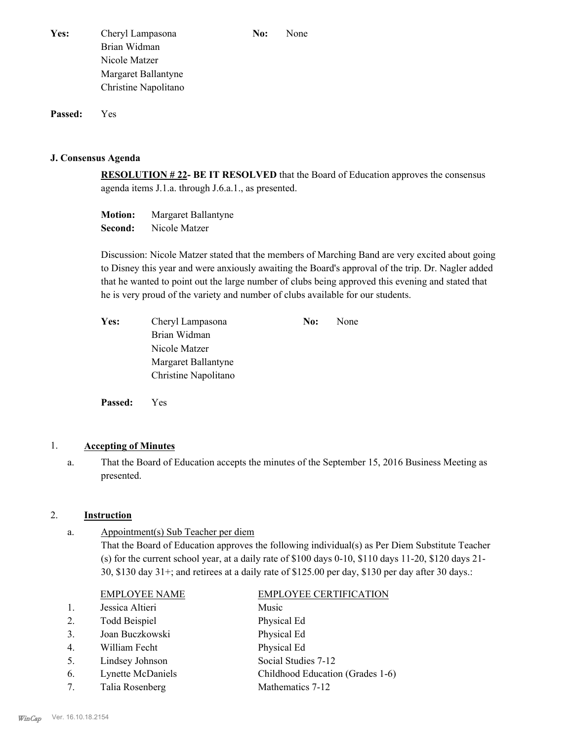| **Yes:** | Cheryl Lampasona | **No:** | None |
|---|---|---|---|
| | Brian Widman | | |
| | Nicole Matzer | | |
| | Margaret Ballantyne | | |
| | Christine Napolitano | | |

**Passed:** Yes

### J. Consensus Agenda

**RESOLUTION # 22- BE IT RESOLVED** that the Board of Education approves the consensus agenda items J.1.a. through J.6.a.1., as presented.

**Motion:** Margaret Ballantyne
**Second:** Nicole Matzer

Discussion: Nicole Matzer stated that the members of Marching Band are very excited about going to Disney this year and were anxiously awaiting the Board's approval of the trip. Dr. Nagler added that he wanted to point out the large number of clubs being approved this evening and stated that he is very proud of the variety and number of clubs available for our students.

| **Yes:** | Cheryl Lampasona | **No:** | None |
|---|---|---|---|
| | Brian Widman | | |
| | Nicole Matzer | | |
| | Margaret Ballantyne | | |
| | Christine Napolitano | | |

**Passed:** Yes

1. **Accepting of Minutes**

   a. That the Board of Education accepts the minutes of the September 15, 2016 Business Meeting as presented.

2. **Instruction**

   a. Appointment(s) Sub Teacher per diem
   That the Board of Education approves the following individual(s) as Per Diem Substitute Teacher (s) for the current school year, at a daily rate of $100 days 0-10, $110 days 11-20, $120 days 21-30, $130 day 31+; and retirees at a daily rate of $125.00 per day, $130 per day after 30 days.:

| | EMPLOYEE NAME | EMPLOYEE CERTIFICATION |
|---|---|---|
| 1. | Jessica Altieri | Music |
| 2. | Todd Beispiel | Physical Ed |
| 3. | Joan Buczkowski | Physical Ed |
| 4. | William Fecht | Physical Ed |
| 5. | Lindsey Johnson | Social Studies 7-12 |
| 6. | Lynette McDaniels | Childhood Education (Grades 1-6) |
| 7. | Talia Rosenberg | Mathematics 7-12 |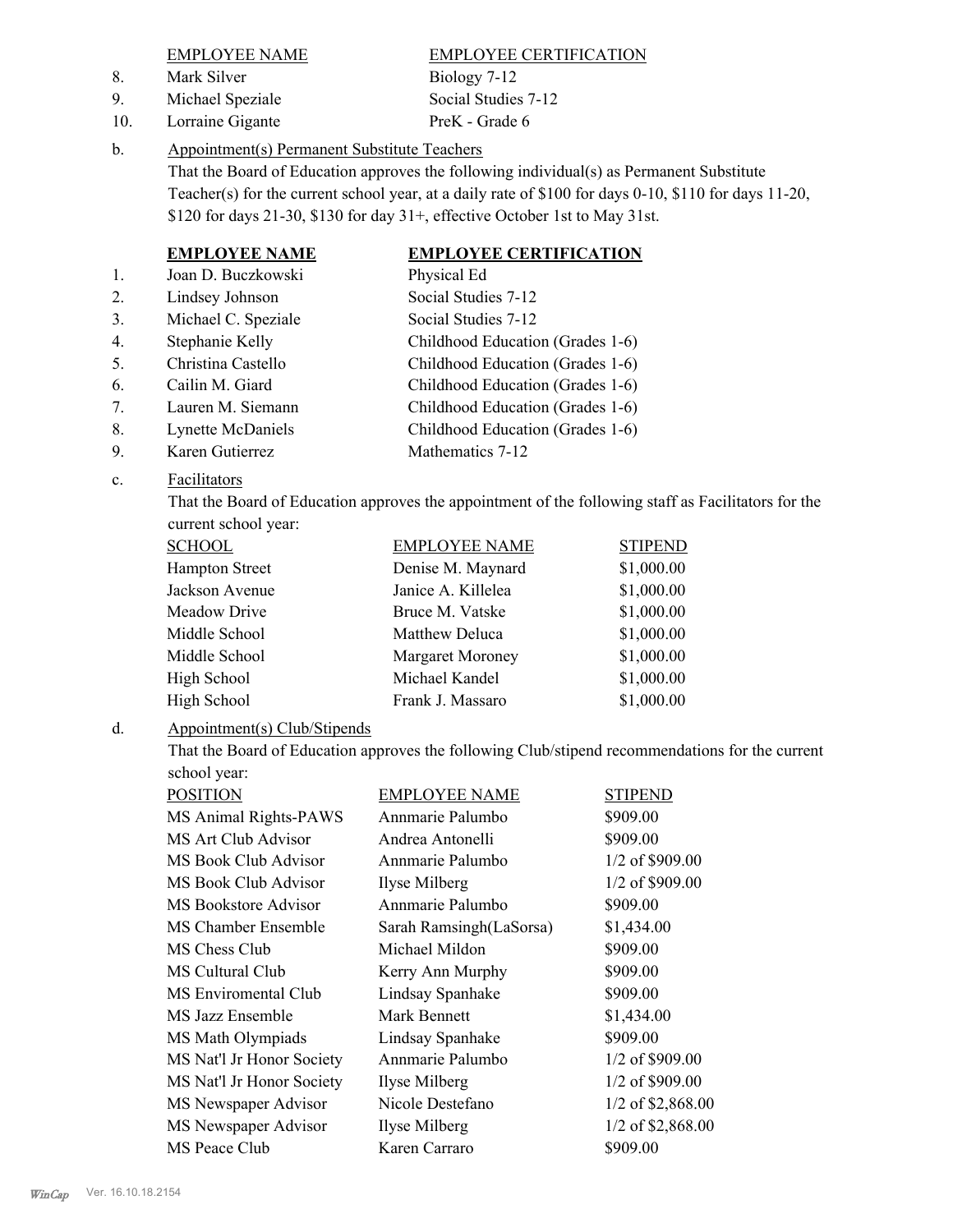| | EMPLOYEE NAME | EMPLOYEE CERTIFICATION |
|---|---|---|
| 8. | Mark Silver | Biology 7-12 |
| 9. | Michael Speziale | Social Studies 7-12 |
| 10. | Lorraine Gigante | PreK - Grade 6 |

b. Appointment(s) Permanent Substitute Teachers

That the Board of Education approves the following individual(s) as Permanent Substitute Teacher(s) for the current school year, at a daily rate of $100 for days 0-10, $110 for days 11-20, $120 for days 21-30, $130 for day 31+, effective October 1st to May 31st.

| | **EMPLOYEE NAME** | **EMPLOYEE CERTIFICATION** |
|---|---|---|
| 1. | Joan D. Buczkowski | Physical Ed |
| 2. | Lindsey Johnson | Social Studies 7-12 |
| 3. | Michael C. Speziale | Social Studies 7-12 |
| 4. | Stephanie Kelly | Childhood Education (Grades 1-6) |
| 5. | Christina Castello | Childhood Education (Grades 1-6) |
| 6. | Cailin M. Giard | Childhood Education (Grades 1-6) |
| 7. | Lauren M. Siemann | Childhood Education (Grades 1-6) |
| 8. | Lynette McDaniels | Childhood Education (Grades 1-6) |
| 9. | Karen Gutierrez | Mathematics 7-12 |

c. Facilitators

That the Board of Education approves the appointment of the following staff as Facilitators for the current school year:

| SCHOOL | EMPLOYEE NAME | STIPEND |
|---|---|---|
| Hampton Street | Denise M. Maynard | $1,000.00 |
| Jackson Avenue | Janice A. Killelea | $1,000.00 |
| Meadow Drive | Bruce M. Vatske | $1,000.00 |
| Middle School | Matthew Deluca | $1,000.00 |
| Middle School | Margaret Moroney | $1,000.00 |
| High School | Michael Kandel | $1,000.00 |
| High School | Frank J. Massaro | $1,000.00 |

d. Appointment(s) Club/Stipends

That the Board of Education approves the following Club/stipend recommendations for the current school year:

| POSITION | EMPLOYEE NAME | STIPEND |
|---|---|---|
| MS Animal Rights-PAWS | Annmarie Palumbo | $909.00 |
| MS Art Club Advisor | Andrea Antonelli | $909.00 |
| MS Book Club Advisor | Annmarie Palumbo | 1/2 of $909.00 |
| MS Book Club Advisor | Ilyse Milberg | 1/2 of $909.00 |
| MS Bookstore Advisor | Annmarie Palumbo | $909.00 |
| MS Chamber Ensemble | Sarah Ramsingh(LaSorsa) | $1,434.00 |
| MS Chess Club | Michael Mildon | $909.00 |
| MS Cultural Club | Kerry Ann Murphy | $909.00 |
| MS Enviromental Club | Lindsay Spanhake | $909.00 |
| MS Jazz Ensemble | Mark Bennett | $1,434.00 |
| MS Math Olympiads | Lindsay Spanhake | $909.00 |
| MS Nat'l Jr Honor Society | Annmarie Palumbo | 1/2 of $909.00 |
| MS Nat'l Jr Honor Society | Ilyse Milberg | 1/2 of $909.00 |
| MS Newspaper Advisor | Nicole Destefano | 1/2 of $2,868.00 |
| MS Newspaper Advisor | Ilyse Milberg | 1/2 of $2,868.00 |
| MS Peace Club | Karen Carraro | $909.00 |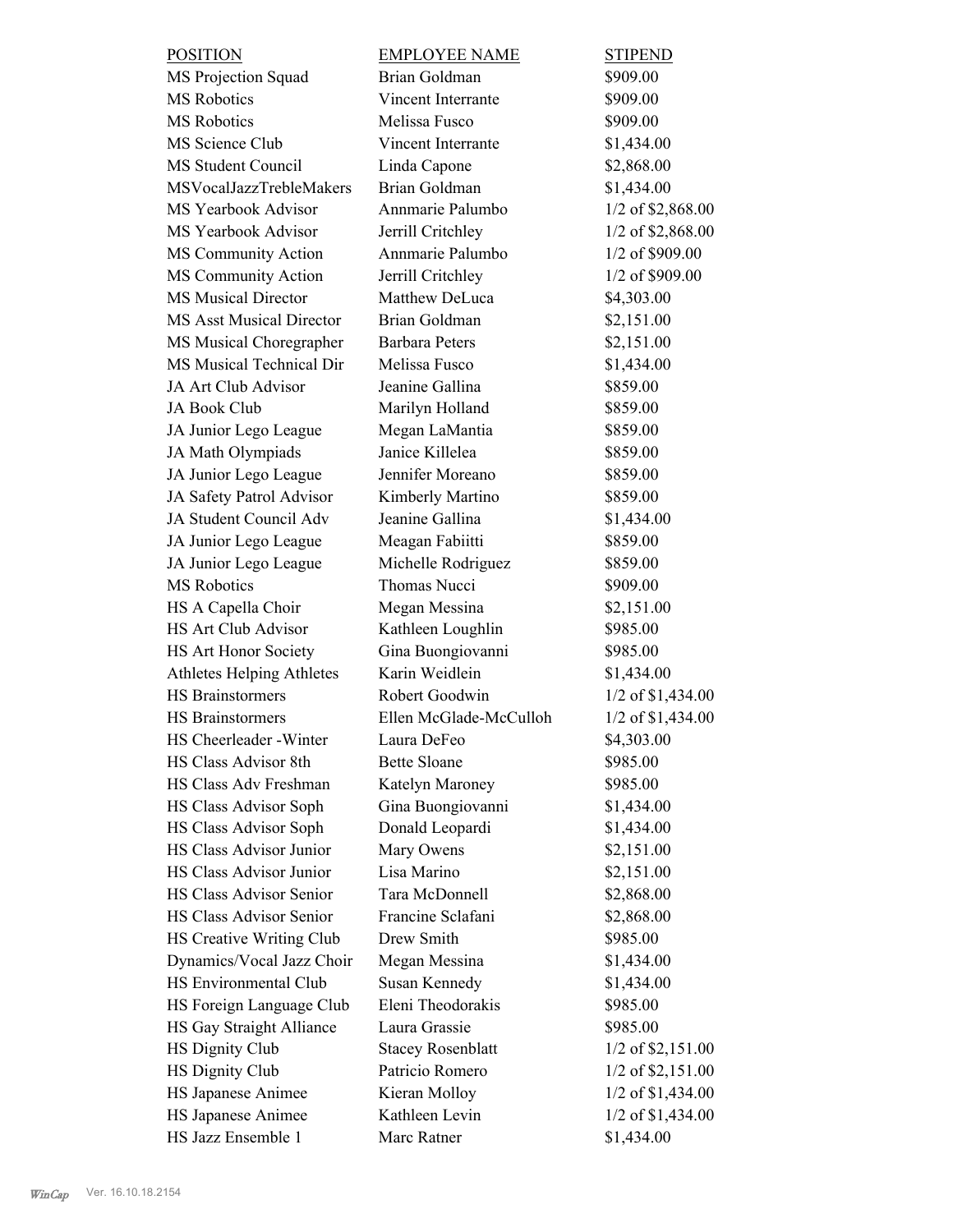| POSITION | EMPLOYEE NAME | STIPEND |
|---|---|---|
| MS Projection Squad | Brian Goldman | $909.00 |
| MS Robotics | Vincent Interrante | $909.00 |
| MS Robotics | Melissa Fusco | $909.00 |
| MS Science Club | Vincent Interrante | $1,434.00 |
| MS Student Council | Linda Capone | $2,868.00 |
| MSVocalJazzTrebleMakers | Brian Goldman | $1,434.00 |
| MS Yearbook Advisor | Annmarie Palumbo | 1/2 of $2,868.00 |
| MS Yearbook Advisor | Jerrill Critchley | 1/2 of $2,868.00 |
| MS Community Action | Annmarie Palumbo | 1/2 of $909.00 |
| MS Community Action | Jerrill Critchley | 1/2 of $909.00 |
| MS Musical Director | Matthew DeLuca | $4,303.00 |
| MS Asst Musical Director | Brian Goldman | $2,151.00 |
| MS Musical Choregrapher | Barbara Peters | $2,151.00 |
| MS Musical Technical Dir | Melissa Fusco | $1,434.00 |
| JA Art Club Advisor | Jeanine Gallina | $859.00 |
| JA Book Club | Marilyn Holland | $859.00 |
| JA Junior Lego League | Megan LaMantia | $859.00 |
| JA Math Olympiads | Janice Killelea | $859.00 |
| JA Junior Lego League | Jennifer Moreano | $859.00 |
| JA Safety Patrol Advisor | Kimberly Martino | $859.00 |
| JA Student Council Adv | Jeanine Gallina | $1,434.00 |
| JA Junior Lego League | Meagan Fabiitti | $859.00 |
| JA Junior Lego League | Michelle Rodriguez | $859.00 |
| MS Robotics | Thomas Nucci | $909.00 |
| HS A Capella Choir | Megan Messina | $2,151.00 |
| HS Art Club Advisor | Kathleen Loughlin | $985.00 |
| HS Art Honor Society | Gina Buongiovanni | $985.00 |
| Athletes Helping Athletes | Karin Weidlein | $1,434.00 |
| HS Brainstormers | Robert Goodwin | 1/2 of $1,434.00 |
| HS Brainstormers | Ellen McGlade-McCulloh | 1/2 of $1,434.00 |
| HS Cheerleader -Winter | Laura DeFeo | $4,303.00 |
| HS Class Advisor 8th | Bette Sloane | $985.00 |
| HS Class Adv Freshman | Katelyn Maroney | $985.00 |
| HS Class Advisor Soph | Gina Buongiovanni | $1,434.00 |
| HS Class Advisor Soph | Donald Leopardi | $1,434.00 |
| HS Class Advisor Junior | Mary Owens | $2,151.00 |
| HS Class Advisor Junior | Lisa Marino | $2,151.00 |
| HS Class Advisor Senior | Tara McDonnell | $2,868.00 |
| HS Class Advisor Senior | Francine Sclafani | $2,868.00 |
| HS Creative Writing Club | Drew Smith | $985.00 |
| Dynamics/Vocal Jazz Choir | Megan Messina | $1,434.00 |
| HS Environmental Club | Susan Kennedy | $1,434.00 |
| HS Foreign Language Club | Eleni Theodorakis | $985.00 |
| HS Gay Straight Alliance | Laura Grassie | $985.00 |
| HS Dignity Club | Stacey Rosenblatt | 1/2 of $2,151.00 |
| HS Dignity Club | Patricio Romero | 1/2 of $2,151.00 |
| HS Japanese Animee | Kieran Molloy | 1/2 of $1,434.00 |
| HS Japanese Animee | Kathleen Levin | 1/2 of $1,434.00 |
| HS Jazz Ensemble 1 | Marc Ratner | $1,434.00 |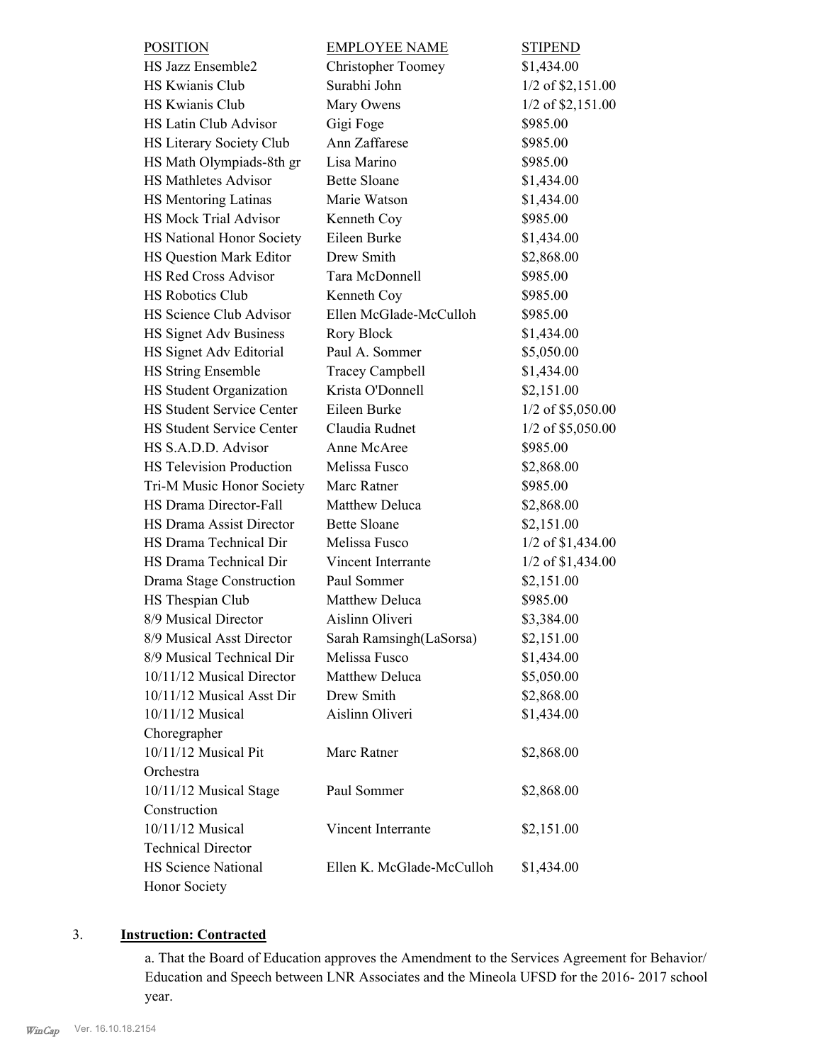| POSITION | EMPLOYEE NAME | STIPEND |
|---|---|---|
| HS Jazz Ensemble2 | Christopher Toomey | $1,434.00 |
| HS Kwianis Club | Surabhi John | 1/2 of $2,151.00 |
| HS Kwianis Club | Mary Owens | 1/2 of $2,151.00 |
| HS Latin Club Advisor | Gigi Foge | $985.00 |
| HS Literary Society Club | Ann Zaffarese | $985.00 |
| HS Math Olympiads-8th gr | Lisa Marino | $985.00 |
| HS Mathletes Advisor | Bette Sloane | $1,434.00 |
| HS Mentoring Latinas | Marie Watson | $1,434.00 |
| HS Mock Trial Advisor | Kenneth Coy | $985.00 |
| HS National Honor Society | Eileen Burke | $1,434.00 |
| HS Question Mark Editor | Drew Smith | $2,868.00 |
| HS Red Cross Advisor | Tara McDonnell | $985.00 |
| HS Robotics Club | Kenneth Coy | $985.00 |
| HS Science Club Advisor | Ellen McGlade-McCulloh | $985.00 |
| HS Signet Adv Business | Rory Block | $1,434.00 |
| HS Signet Adv Editorial | Paul A. Sommer | $5,050.00 |
| HS String Ensemble | Tracey Campbell | $1,434.00 |
| HS Student Organization | Krista O'Donnell | $2,151.00 |
| HS Student Service Center | Eileen Burke | 1/2 of $5,050.00 |
| HS Student Service Center | Claudia Rudnet | 1/2 of $5,050.00 |
| HS S.A.D.D. Advisor | Anne McAree | $985.00 |
| HS Television Production | Melissa Fusco | $2,868.00 |
| Tri-M Music Honor Society | Marc Ratner | $985.00 |
| HS Drama Director-Fall | Matthew Deluca | $2,868.00 |
| HS Drama Assist Director | Bette Sloane | $2,151.00 |
| HS Drama Technical Dir | Melissa Fusco | 1/2 of $1,434.00 |
| HS Drama Technical Dir | Vincent Interrante | 1/2 of $1,434.00 |
| Drama Stage Construction | Paul Sommer | $2,151.00 |
| HS Thespian Club | Matthew Deluca | $985.00 |
| 8/9 Musical Director | Aislinn Oliveri | $3,384.00 |
| 8/9 Musical Asst Director | Sarah Ramsingh(LaSorsa) | $2,151.00 |
| 8/9 Musical Technical Dir | Melissa Fusco | $1,434.00 |
| 10/11/12 Musical Director | Matthew Deluca | $5,050.00 |
| 10/11/12 Musical Asst Dir | Drew Smith | $2,868.00 |
| 10/11/12 Musical Choregrapher | Aislinn Oliveri | $1,434.00 |
| 10/11/12 Musical Pit Orchestra | Marc Ratner | $2,868.00 |
| 10/11/12 Musical Stage Construction | Paul Sommer | $2,868.00 |
| 10/11/12 Musical Technical Director | Vincent Interrante | $2,151.00 |
| HS Science National Honor Society | Ellen K. McGlade-McCulloh | $1,434.00 |

3. **Instruction: Contracted**

a. That the Board of Education approves the Amendment to the Services Agreement for Behavior/ Education and Speech between LNR Associates and the Mineola UFSD for the 2016- 2017 school year.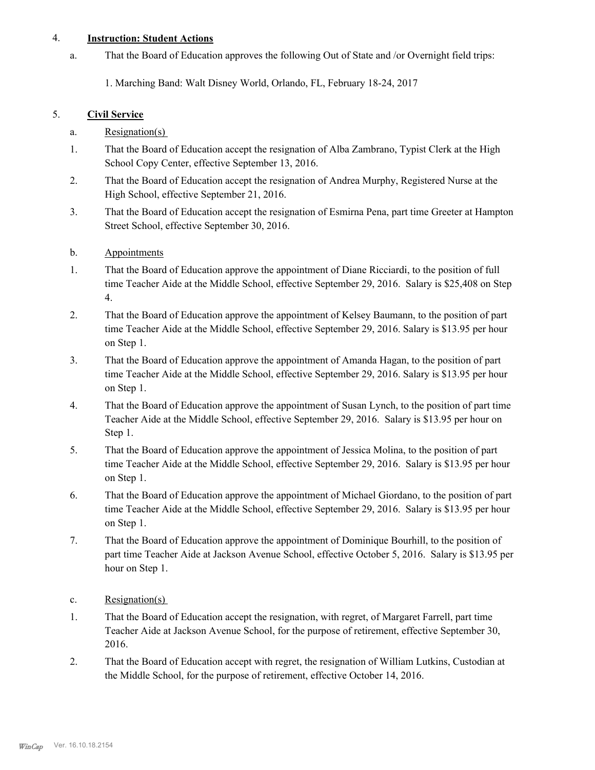4. **Instruction: Student Actions**

   a. That the Board of Education approves the following Out of State and /or Overnight field trips:

      1. Marching Band: Walt Disney World, Orlando, FL, February 18-24, 2017

5. **Civil Service**

   a. Resignation(s)

   1. That the Board of Education accept the resignation of Alba Zambrano, Typist Clerk at the High School Copy Center, effective September 13, 2016.
   2. That the Board of Education accept the resignation of Andrea Murphy, Registered Nurse at the High School, effective September 21, 2016.
   3. That the Board of Education accept the resignation of Esmirna Pena, part time Greeter at Hampton Street School, effective September 30, 2016.

   b. Appointments

   1. That the Board of Education approve the appointment of Diane Ricciardi, to the position of full time Teacher Aide at the Middle School, effective September 29, 2016. Salary is $25,408 on Step 4.
   2. That the Board of Education approve the appointment of Kelsey Baumann, to the position of part time Teacher Aide at the Middle School, effective September 29, 2016. Salary is $13.95 per hour on Step 1.
   3. That the Board of Education approve the appointment of Amanda Hagan, to the position of part time Teacher Aide at the Middle School, effective September 29, 2016. Salary is $13.95 per hour on Step 1.
   4. That the Board of Education approve the appointment of Susan Lynch, to the position of part time Teacher Aide at the Middle School, effective September 29, 2016. Salary is $13.95 per hour on Step 1.
   5. That the Board of Education approve the appointment of Jessica Molina, to the position of part time Teacher Aide at the Middle School, effective September 29, 2016. Salary is $13.95 per hour on Step 1.
   6. That the Board of Education approve the appointment of Michael Giordano, to the position of part time Teacher Aide at the Middle School, effective September 29, 2016. Salary is $13.95 per hour on Step 1.
   7. That the Board of Education approve the appointment of Dominique Bourhill, to the position of part time Teacher Aide at Jackson Avenue School, effective October 5, 2016. Salary is $13.95 per hour on Step 1.

   c. Resignation(s)

   1. That the Board of Education accept the resignation, with regret, of Margaret Farrell, part time Teacher Aide at Jackson Avenue School, for the purpose of retirement, effective September 30, 2016.
   2. That the Board of Education accept with regret, the resignation of William Lutkins, Custodian at the Middle School, for the purpose of retirement, effective October 14, 2016.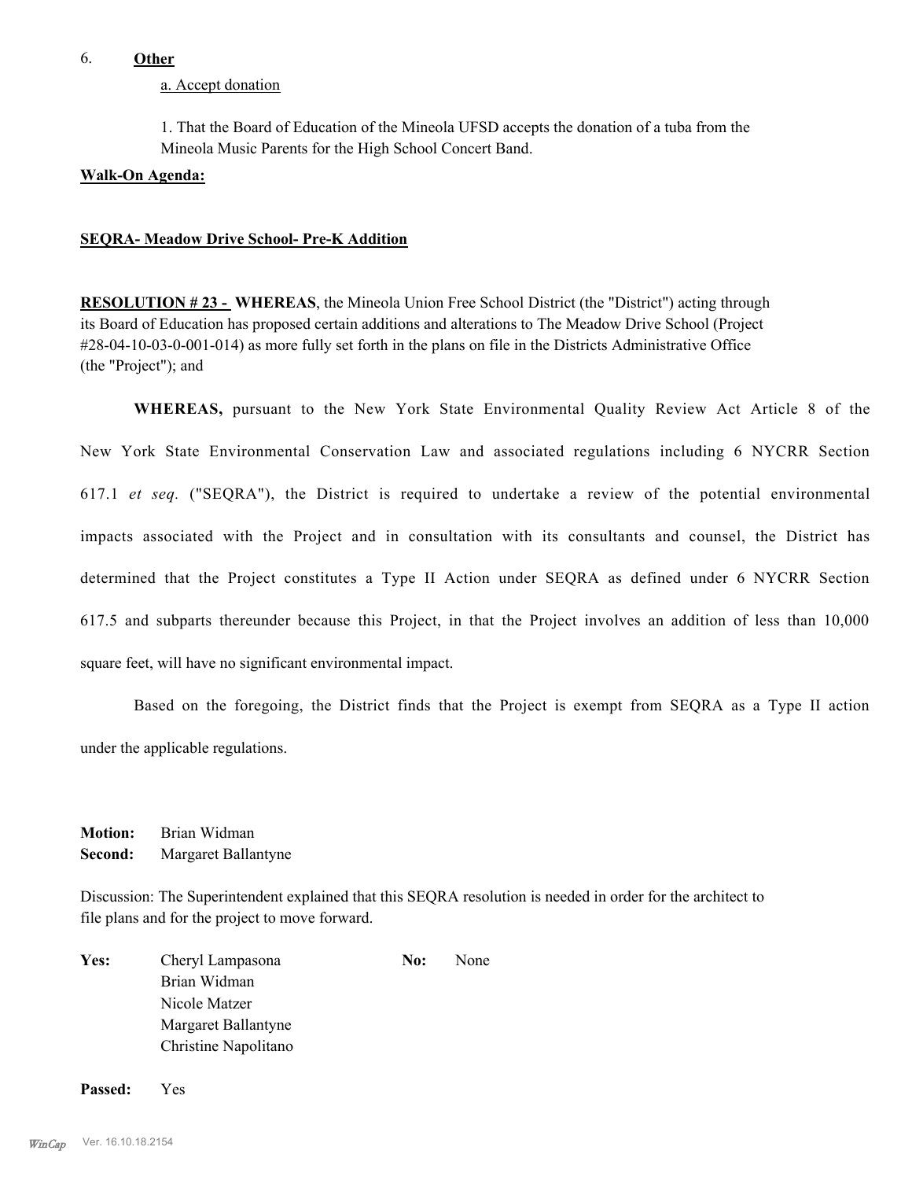6. **Other**

a. Accept donation

1. That the Board of Education of the Mineola UFSD accepts the donation of a tuba from the Mineola Music Parents for the High School Concert Band.

**Walk-On Agenda:**

**SEQRA- Meadow Drive School- Pre-K Addition**

**RESOLUTION # 23 - WHEREAS**, the Mineola Union Free School District (the "District") acting through its Board of Education has proposed certain additions and alterations to The Meadow Drive School (Project #28-04-10-03-0-001-014) as more fully set forth in the plans on file in the Districts Administrative Office (the "Project"); and

**WHEREAS,** pursuant to the New York State Environmental Quality Review Act Article 8 of the New York State Environmental Conservation Law and associated regulations including 6 NYCRR Section 617.1 *et seq.* ("SEQRA"), the District is required to undertake a review of the potential environmental impacts associated with the Project and in consultation with its consultants and counsel, the District has determined that the Project constitutes a Type II Action under SEQRA as defined under 6 NYCRR Section 617.5 and subparts thereunder because this Project, in that the Project involves an addition of less than 10,000 square feet, will have no significant environmental impact.

Based on the foregoing, the District finds that the Project is exempt from SEQRA as a Type II action under the applicable regulations.

**Motion:** Brian Widman
**Second:** Margaret Ballantyne

Discussion: The Superintendent explained that this SEQRA resolution is needed in order for the architect to file plans and for the project to move forward.

| **Yes:** | | **No:** | |
|---|---|---|---|
| | Cheryl Lampasona | | None |
| | Brian Widman | | |
| | Nicole Matzer | | |
| | Margaret Ballantyne | | |
| | Christine Napolitano | | |

**Passed:** Yes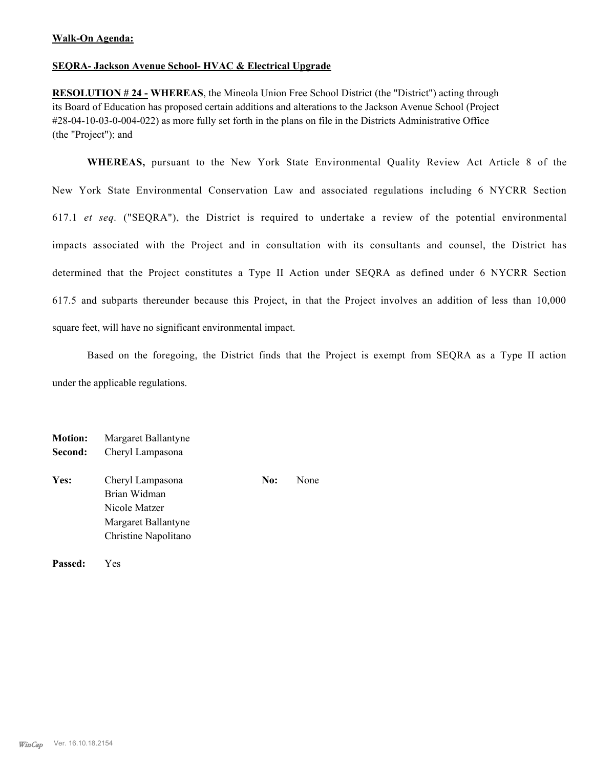**Walk-On Agenda:**

**SEQRA- Jackson Avenue School- HVAC & Electrical Upgrade**

**RESOLUTION # 24 - WHEREAS**, the Mineola Union Free School District (the "District") acting through its Board of Education has proposed certain additions and alterations to the Jackson Avenue School (Project #28-04-10-03-0-004-022) as more fully set forth in the plans on file in the Districts Administrative Office (the "Project"); and

**WHEREAS,** pursuant to the New York State Environmental Quality Review Act Article 8 of the New York State Environmental Conservation Law and associated regulations including 6 NYCRR Section 617.1 *et seq.* ("SEQRA"), the District is required to undertake a review of the potential environmental impacts associated with the Project and in consultation with its consultants and counsel, the District has determined that the Project constitutes a Type II Action under SEQRA as defined under 6 NYCRR Section 617.5 and subparts thereunder because this Project, in that the Project involves an addition of less than 10,000 square feet, will have no significant environmental impact.

Based on the foregoing, the District finds that the Project is exempt from SEQRA as a Type II action under the applicable regulations.

**Motion:** Margaret Ballantyne
**Second:** Cheryl Lampasona

**Yes:** Cheryl Lampasona, Brian Widman, Nicole Matzer, Margaret Ballantyne, Christine Napolitano

**No:** None

**Passed:** Yes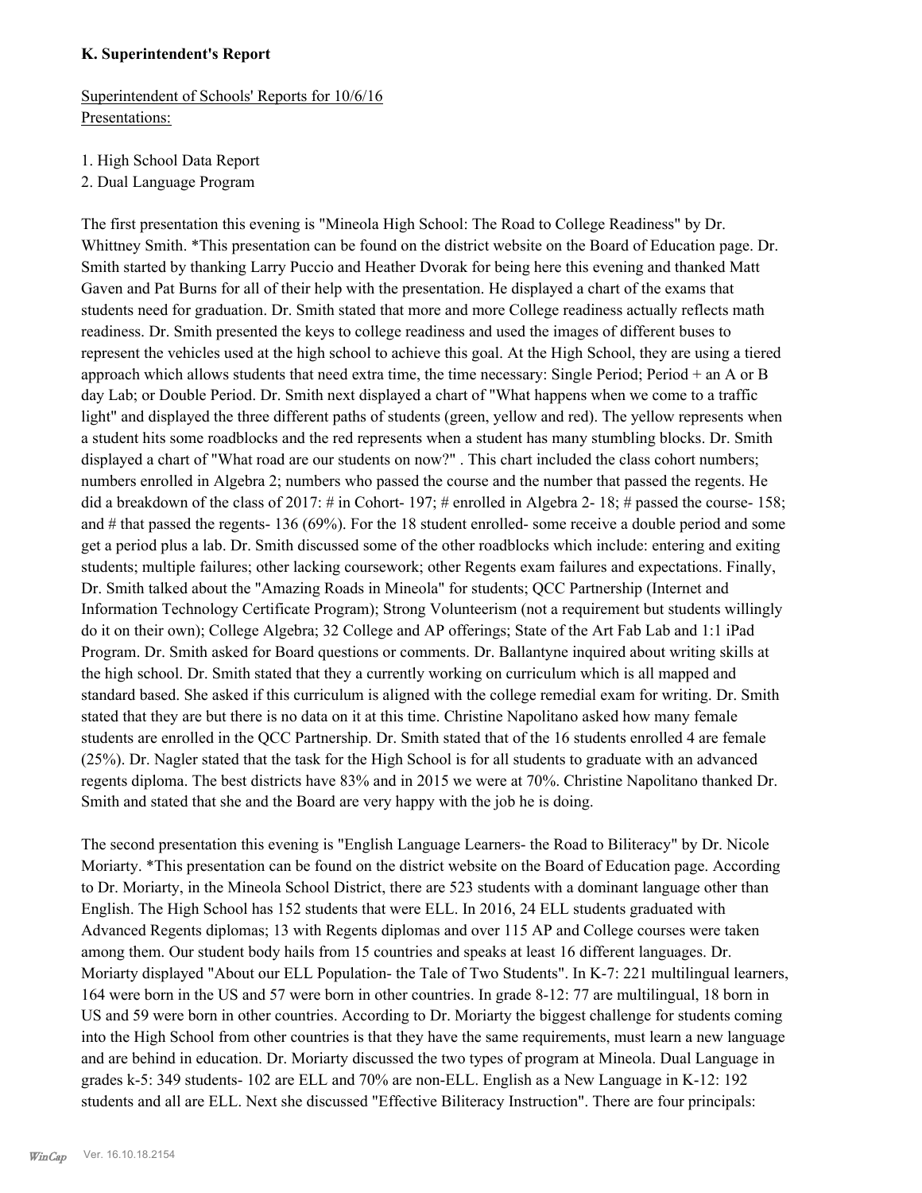**K. Superintendent's Report**

Superintendent of Schools' Reports for 10/6/16
Presentations:

1. High School Data Report
2. Dual Language Program

The first presentation this evening is "Mineola High School: The Road to College Readiness" by Dr. Whittney Smith. *This presentation can be found on the district website on the Board of Education page. Dr. Smith started by thanking Larry Puccio and Heather Dvorak for being here this evening and thanked Matt Gaven and Pat Burns for all of their help with the presentation. He displayed a chart of the exams that students need for graduation. Dr. Smith stated that more and more College readiness actually reflects math readiness. Dr. Smith presented the keys to college readiness and used the images of different buses to represent the vehicles used at the high school to achieve this goal. At the High School, they are using a tiered approach which allows students that need extra time, the time necessary: Single Period; Period + an A or B day Lab; or Double Period. Dr. Smith next displayed a chart of "What happens when we come to a traffic light" and displayed the three different paths of students (green, yellow and red). The yellow represents when a student hits some roadblocks and the red represents when a student has many stumbling blocks. Dr. Smith displayed a chart of "What road are our students on now?" . This chart included the class cohort numbers; numbers enrolled in Algebra 2; numbers who passed the course and the number that passed the regents. He did a breakdown of the class of 2017: # in Cohort- 197; # enrolled in Algebra 2- 18; # passed the course- 158; and # that passed the regents- 136 (69%). For the 18 student enrolled- some receive a double period and some get a period plus a lab. Dr. Smith discussed some of the other roadblocks which include: entering and exiting students; multiple failures; other lacking coursework; other Regents exam failures and expectations. Finally, Dr. Smith talked about the "Amazing Roads in Mineola" for students; QCC Partnership (Internet and Information Technology Certificate Program); Strong Volunteerism (not a requirement but students willingly do it on their own); College Algebra; 32 College and AP offerings; State of the Art Fab Lab and 1:1 iPad Program. Dr. Smith asked for Board questions or comments. Dr. Ballantyne inquired about writing skills at the high school. Dr. Smith stated that they a currently working on curriculum which is all mapped and standard based. She asked if this curriculum is aligned with the college remedial exam for writing. Dr. Smith stated that they are but there is no data on it at this time. Christine Napolitano asked how many female students are enrolled in the QCC Partnership. Dr. Smith stated that of the 16 students enrolled 4 are female (25%). Dr. Nagler stated that the task for the High School is for all students to graduate with an advanced regents diploma. The best districts have 83% and in 2015 we were at 70%. Christine Napolitano thanked Dr. Smith and stated that she and the Board are very happy with the job he is doing.

The second presentation this evening is "English Language Learners- the Road to Biliteracy" by Dr. Nicole Moriarty. *This presentation can be found on the district website on the Board of Education page. According to Dr. Moriarty, in the Mineola School District, there are 523 students with a dominant language other than English. The High School has 152 students that were ELL. In 2016, 24 ELL students graduated with Advanced Regents diplomas; 13 with Regents diplomas and over 115 AP and College courses were taken among them. Our student body hails from 15 countries and speaks at least 16 different languages. Dr. Moriarty displayed "About our ELL Population- the Tale of Two Students". In K-7: 221 multilingual learners, 164 were born in the US and 57 were born in other countries. In grade 8-12: 77 are multilingual, 18 born in US and 59 were born in other countries. According to Dr. Moriarty the biggest challenge for students coming into the High School from other countries is that they have the same requirements, must learn a new language and are behind in education. Dr. Moriarty discussed the two types of program at Mineola. Dual Language in grades k-5: 349 students- 102 are ELL and 70% are non-ELL. English as a New Language in K-12: 192 students and all are ELL. Next she discussed "Effective Biliteracy Instruction". There are four principals: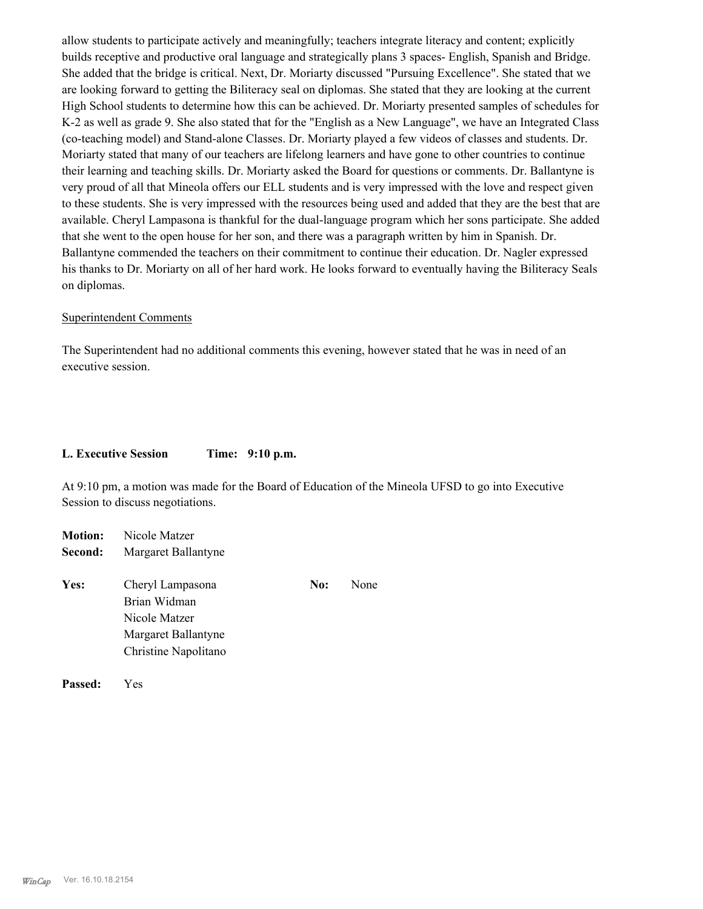allow students to participate actively and meaningfully; teachers integrate literacy and content; explicitly builds receptive and productive oral language and strategically plans 3 spaces- English, Spanish and Bridge. She added that the bridge is critical. Next, Dr. Moriarty discussed "Pursuing Excellence". She stated that we are looking forward to getting the Biliteracy seal on diplomas. She stated that they are looking at the current High School students to determine how this can be achieved. Dr. Moriarty presented samples of schedules for K-2 as well as grade 9. She also stated that for the "English as a New Language", we have an Integrated Class (co-teaching model) and Stand-alone Classes. Dr. Moriarty played a few videos of classes and students. Dr. Moriarty stated that many of our teachers are lifelong learners and have gone to other countries to continue their learning and teaching skills. Dr. Moriarty asked the Board for questions or comments. Dr. Ballantyne is very proud of all that Mineola offers our ELL students and is very impressed with the love and respect given to these students. She is very impressed with the resources being used and added that they are the best that are available. Cheryl Lampasona is thankful for the dual-language program which her sons participate. She added that she went to the open house for her son, and there was a paragraph written by him in Spanish. Dr. Ballantyne commended the teachers on their commitment to continue their education. Dr. Nagler expressed his thanks to Dr. Moriarty on all of her hard work. He looks forward to eventually having the Biliteracy Seals on diplomas.

Superintendent Comments

The Superintendent had no additional comments this evening, however stated that he was in need of an executive session.

**L. Executive Session Time: 9:10 p.m.**

At 9:10 pm, a motion was made for the Board of Education of the Mineola UFSD to go into Executive Session to discuss negotiations.

**Motion:** Nicole Matzer
**Second:** Margaret Ballantyne

**Yes:** Cheryl Lampasona
Brian Widman
Nicole Matzer
Margaret Ballantyne
Christine Napolitano

**No:** None

**Passed:** Yes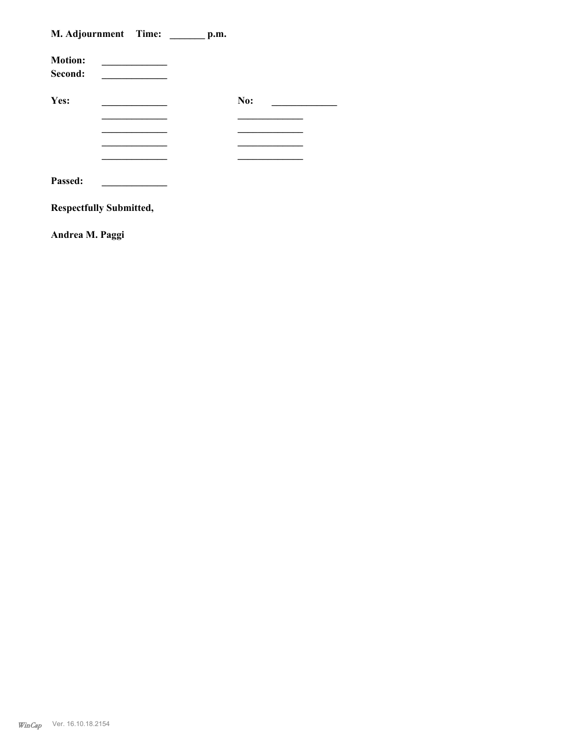**M. Adjournment Time: _______ p.m.**

**Motion:** _____________
**Second:** _____________

| | | | |
|---|---|---|---|
| **Yes:** | _____________ | **No:** | _____________ |
| | _____________ | | _____________ |
| | _____________ | | _____________ |
| | _____________ | | _____________ |
| | _____________ | | _____________ |

**Passed:** _____________

**Respectfully Submitted,**

**Andrea M. Paggi**

*WinCap* Ver. 16.10.18.2154